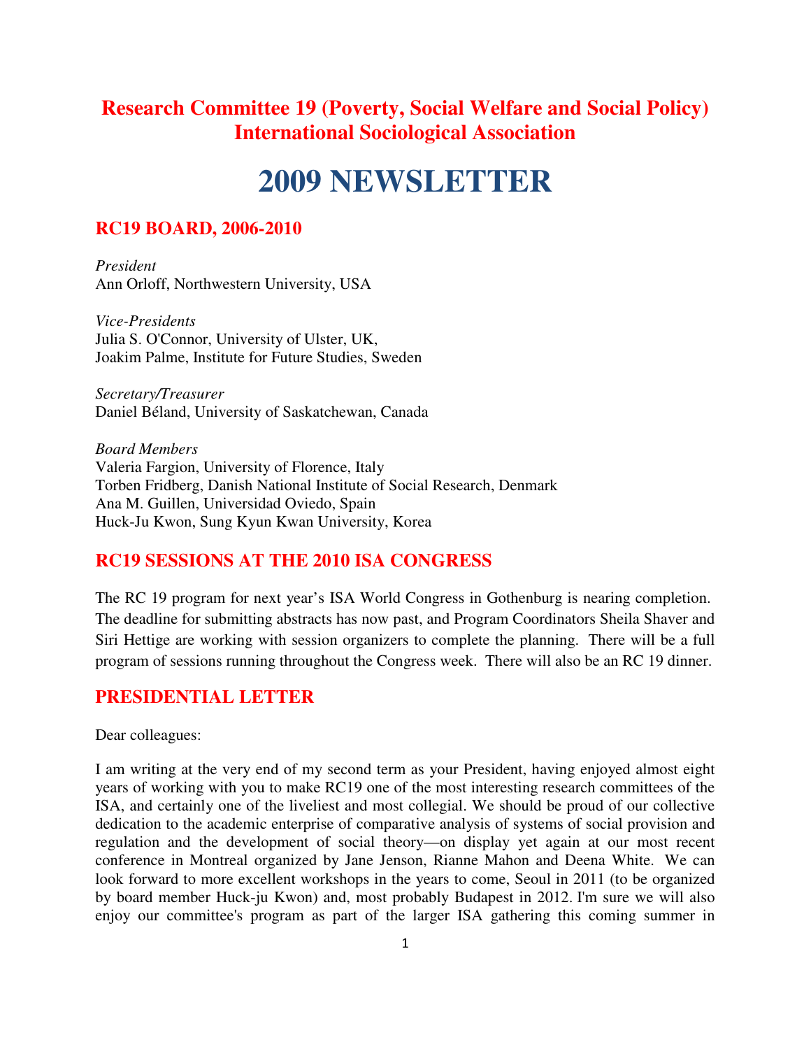# Research Committee 19 (Poverty, Social Welfare and Social Policy) International Sociological Association

# 2009 NEWSLETTER

## RC19 BOARD, 2006-2010

*President*
Ann Orloff, Northwestern University, USA

*Vice-Presidents*
Julia S. O'Connor, University of Ulster, UK,
Joakim Palme, Institute for Future Studies, Sweden

*Secretary/Treasurer*
Daniel Béland, University of Saskatchewan, Canada

*Board Members*
Valeria Fargion, University of Florence, Italy
Torben Fridberg, Danish National Institute of Social Research, Denmark
Ana M. Guillen, Universidad Oviedo, Spain
Huck-Ju Kwon, Sung Kyun Kwan University, Korea

## RC19 SESSIONS AT THE 2010 ISA CONGRESS

The RC 19 program for next year's ISA World Congress in Gothenburg is nearing completion. The deadline for submitting abstracts has now past, and Program Coordinators Sheila Shaver and Siri Hettige are working with session organizers to complete the planning. There will be a full program of sessions running throughout the Congress week. There will also be an RC 19 dinner.

## PRESIDENTIAL LETTER

Dear colleagues:

I am writing at the very end of my second term as your President, having enjoyed almost eight years of working with you to make RC19 one of the most interesting research committees of the ISA, and certainly one of the liveliest and most collegial. We should be proud of our collective dedication to the academic enterprise of comparative analysis of systems of social provision and regulation and the development of social theory—on display yet again at our most recent conference in Montreal organized by Jane Jenson, Rianne Mahon and Deena White. We can look forward to more excellent workshops in the years to come, Seoul in 2011 (to be organized by board member Huck-ju Kwon) and, most probably Budapest in 2012. I'm sure we will also enjoy our committee's program as part of the larger ISA gathering this coming summer in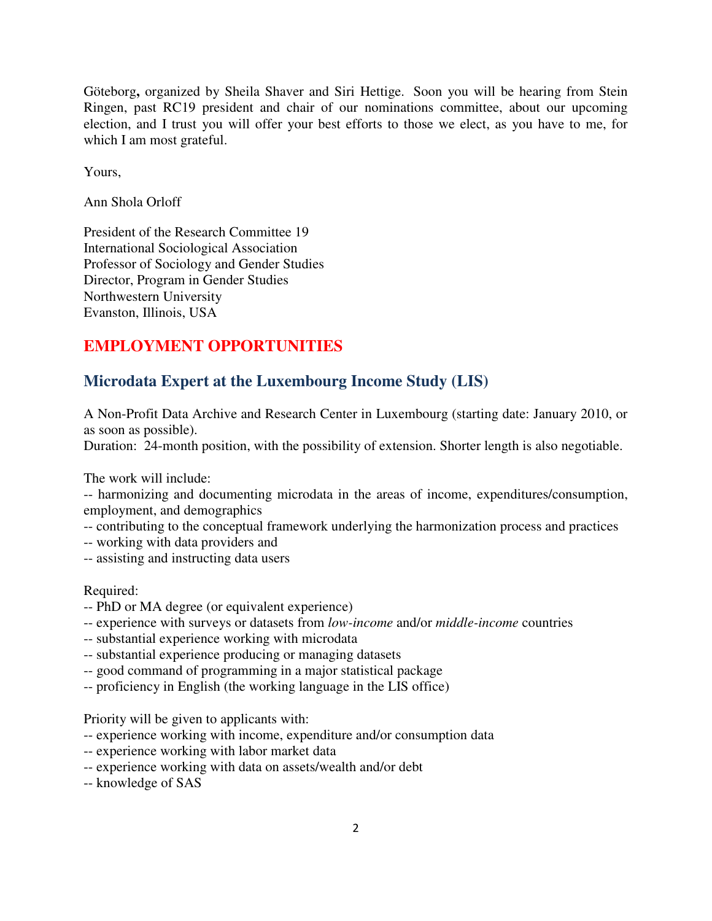Göteborg**,** organized by Sheila Shaver and Siri Hettige. Soon you will be hearing from Stein Ringen, past RC19 president and chair of our nominations committee, about our upcoming election, and I trust you will offer your best efforts to those we elect, as you have to me, for which I am most grateful.

Yours,

Ann Shola Orloff

President of the Research Committee 19
International Sociological Association
Professor of Sociology and Gender Studies
Director, Program in Gender Studies
Northwestern University
Evanston, Illinois, USA

## EMPLOYMENT OPPORTUNITIES

### Microdata Expert at the Luxembourg Income Study (LIS)

A Non-Profit Data Archive and Research Center in Luxembourg (starting date: January 2010, or as soon as possible).
Duration: 24-month position, with the possibility of extension. Shorter length is also negotiable.

The work will include:
-- harmonizing and documenting microdata in the areas of income, expenditures/consumption, employment, and demographics
-- contributing to the conceptual framework underlying the harmonization process and practices
-- working with data providers and
-- assisting and instructing data users

Required:
-- PhD or MA degree (or equivalent experience)
-- experience with surveys or datasets from *low-income* and/or *middle-income* countries
-- substantial experience working with microdata
-- substantial experience producing or managing datasets
-- good command of programming in a major statistical package
-- proficiency in English (the working language in the LIS office)

Priority will be given to applicants with:
-- experience working with income, expenditure and/or consumption data
-- experience working with labor market data
-- experience working with data on assets/wealth and/or debt
-- knowledge of SAS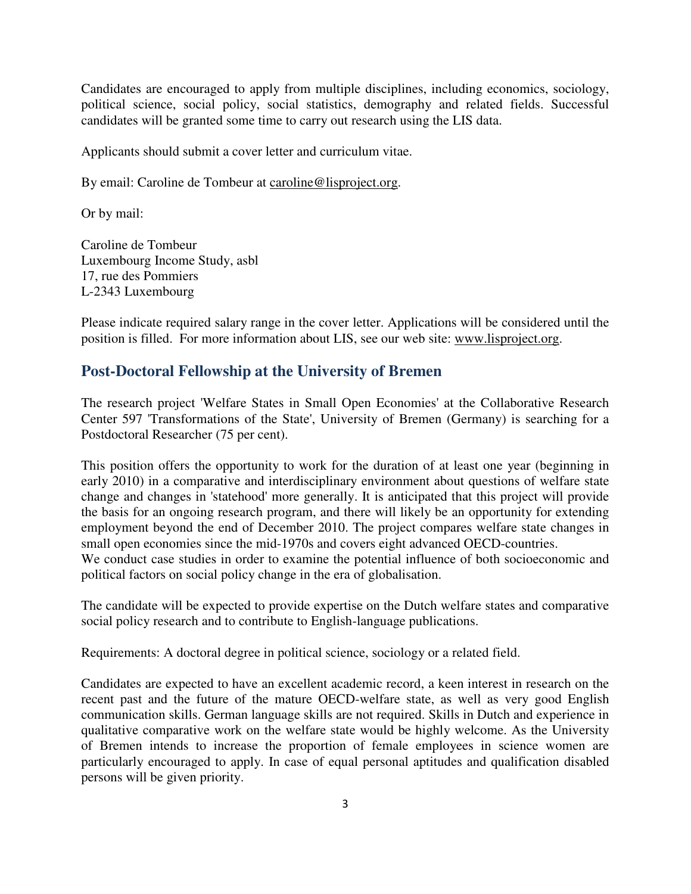Candidates are encouraged to apply from multiple disciplines, including economics, sociology, political science, social policy, social statistics, demography and related fields. Successful candidates will be granted some time to carry out research using the LIS data.

Applicants should submit a cover letter and curriculum vitae.

By email: Caroline de Tombeur at caroline@lisproject.org.

Or by mail:

Caroline de Tombeur  
Luxembourg Income Study, asbl  
17, rue des Pommiers  
L-2343 Luxembourg

Please indicate required salary range in the cover letter. Applications will be considered until the position is filled. For more information about LIS, see our web site: www.lisproject.org.

## Post-Doctoral Fellowship at the University of Bremen

The research project 'Welfare States in Small Open Economies' at the Collaborative Research Center 597 'Transformations of the State', University of Bremen (Germany) is searching for a Postdoctoral Researcher (75 per cent).

This position offers the opportunity to work for the duration of at least one year (beginning in early 2010) in a comparative and interdisciplinary environment about questions of welfare state change and changes in 'statehood' more generally. It is anticipated that this project will provide the basis for an ongoing research program, and there will likely be an opportunity for extending employment beyond the end of December 2010. The project compares welfare state changes in small open economies since the mid-1970s and covers eight advanced OECD-countries.
We conduct case studies in order to examine the potential influence of both socioeconomic and political factors on social policy change in the era of globalisation.

The candidate will be expected to provide expertise on the Dutch welfare states and comparative social policy research and to contribute to English-language publications.

Requirements: A doctoral degree in political science, sociology or a related field.

Candidates are expected to have an excellent academic record, a keen interest in research on the recent past and the future of the mature OECD-welfare state, as well as very good English communication skills. German language skills are not required. Skills in Dutch and experience in qualitative comparative work on the welfare state would be highly welcome. As the University of Bremen intends to increase the proportion of female employees in science women are particularly encouraged to apply. In case of equal personal aptitudes and qualification disabled persons will be given priority.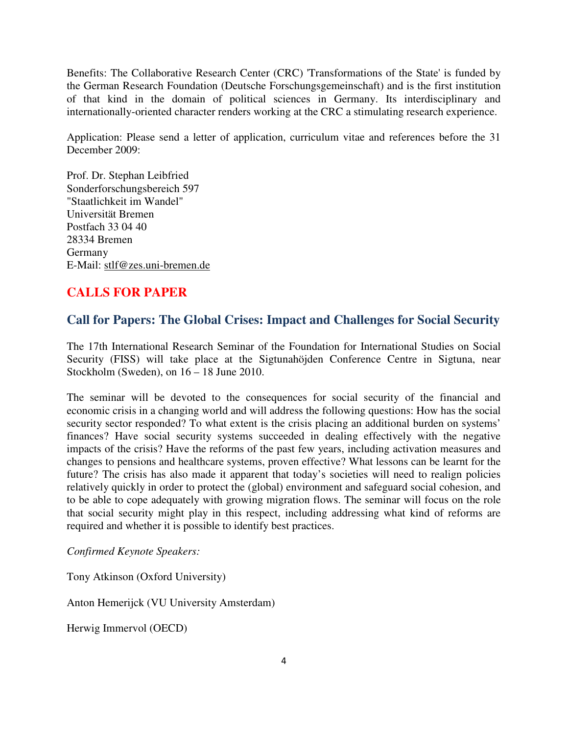Benefits: The Collaborative Research Center (CRC) 'Transformations of the State' is funded by the German Research Foundation (Deutsche Forschungsgemeinschaft) and is the first institution of that kind in the domain of political sciences in Germany. Its interdisciplinary and internationally-oriented character renders working at the CRC a stimulating research experience.

Application: Please send a letter of application, curriculum vitae and references before the 31 December 2009:

Prof. Dr. Stephan Leibfried
Sonderforschungsbereich 597
"Staatlichkeit im Wandel"
Universität Bremen
Postfach 33 04 40
28334 Bremen
Germany
E-Mail: stlf@zes.uni-bremen.de

## CALLS FOR PAPER

### Call for Papers: The Global Crises: Impact and Challenges for Social Security

The 17th International Research Seminar of the Foundation for International Studies on Social Security (FISS) will take place at the Sigtunahöjden Conference Centre in Sigtuna, near Stockholm (Sweden), on 16 – 18 June 2010.

The seminar will be devoted to the consequences for social security of the financial and economic crisis in a changing world and will address the following questions: How has the social security sector responded? To what extent is the crisis placing an additional burden on systems' finances? Have social security systems succeeded in dealing effectively with the negative impacts of the crisis? Have the reforms of the past few years, including activation measures and changes to pensions and healthcare systems, proven effective? What lessons can be learnt for the future? The crisis has also made it apparent that today's societies will need to realign policies relatively quickly in order to protect the (global) environment and safeguard social cohesion, and to be able to cope adequately with growing migration flows. The seminar will focus on the role that social security might play in this respect, including addressing what kind of reforms are required and whether it is possible to identify best practices.

*Confirmed Keynote Speakers:*

Tony Atkinson (Oxford University)

Anton Hemerijck (VU University Amsterdam)

Herwig Immervol (OECD)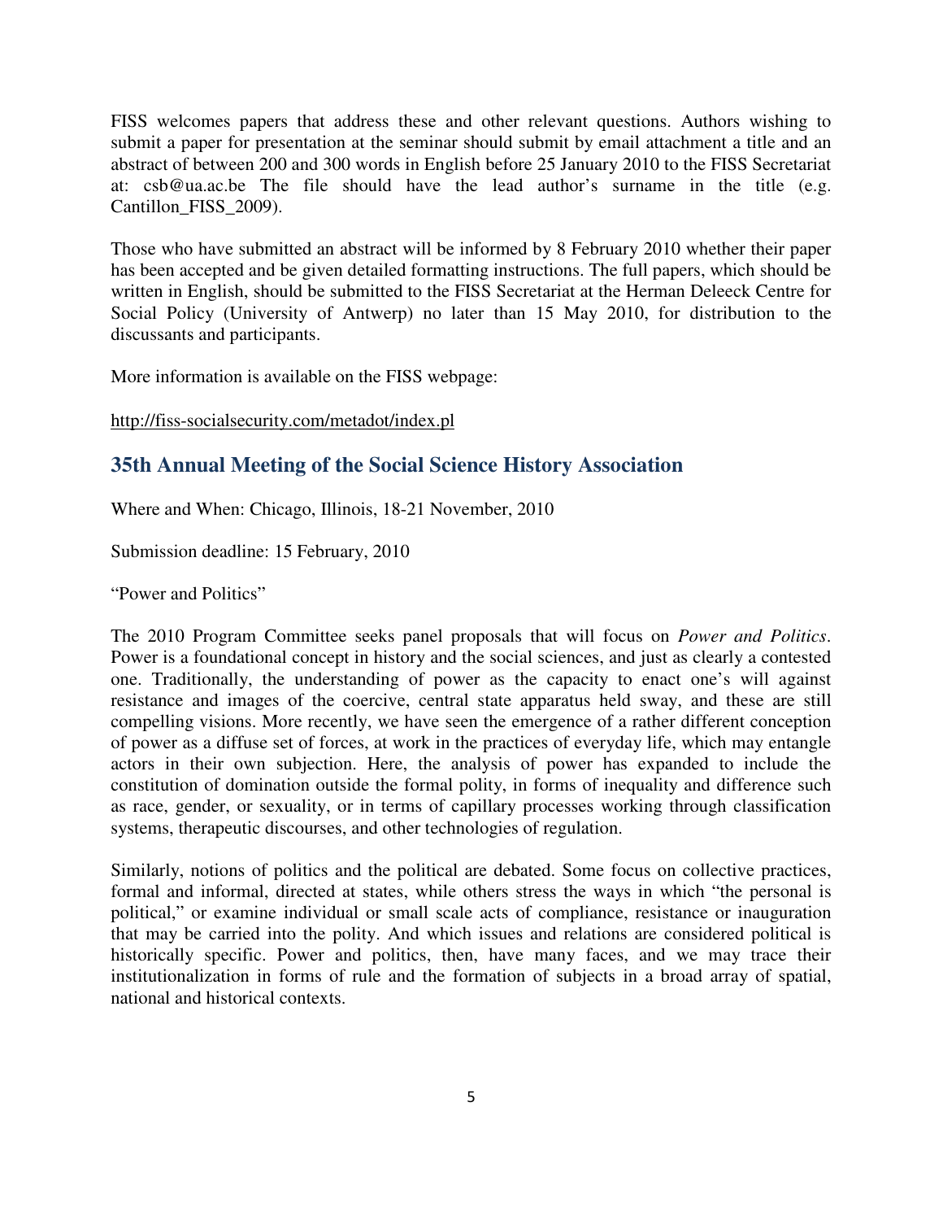FISS welcomes papers that address these and other relevant questions. Authors wishing to submit a paper for presentation at the seminar should submit by email attachment a title and an abstract of between 200 and 300 words in English before 25 January 2010 to the FISS Secretariat at: csb@ua.ac.be The file should have the lead author's surname in the title (e.g. Cantillon_FISS_2009).

Those who have submitted an abstract will be informed by 8 February 2010 whether their paper has been accepted and be given detailed formatting instructions. The full papers, which should be written in English, should be submitted to the FISS Secretariat at the Herman Deleeck Centre for Social Policy (University of Antwerp) no later than 15 May 2010, for distribution to the discussants and participants.

More information is available on the FISS webpage:

http://fiss-socialsecurity.com/metadot/index.pl

## 35th Annual Meeting of the Social Science History Association

Where and When: Chicago, Illinois, 18-21 November, 2010

Submission deadline: 15 February, 2010

"Power and Politics"

The 2010 Program Committee seeks panel proposals that will focus on *Power and Politics*. Power is a foundational concept in history and the social sciences, and just as clearly a contested one. Traditionally, the understanding of power as the capacity to enact one's will against resistance and images of the coercive, central state apparatus held sway, and these are still compelling visions. More recently, we have seen the emergence of a rather different conception of power as a diffuse set of forces, at work in the practices of everyday life, which may entangle actors in their own subjection. Here, the analysis of power has expanded to include the constitution of domination outside the formal polity, in forms of inequality and difference such as race, gender, or sexuality, or in terms of capillary processes working through classification systems, therapeutic discourses, and other technologies of regulation.

Similarly, notions of politics and the political are debated. Some focus on collective practices, formal and informal, directed at states, while others stress the ways in which "the personal is political," or examine individual or small scale acts of compliance, resistance or inauguration that may be carried into the polity. And which issues and relations are considered political is historically specific. Power and politics, then, have many faces, and we may trace their institutionalization in forms of rule and the formation of subjects in a broad array of spatial, national and historical contexts.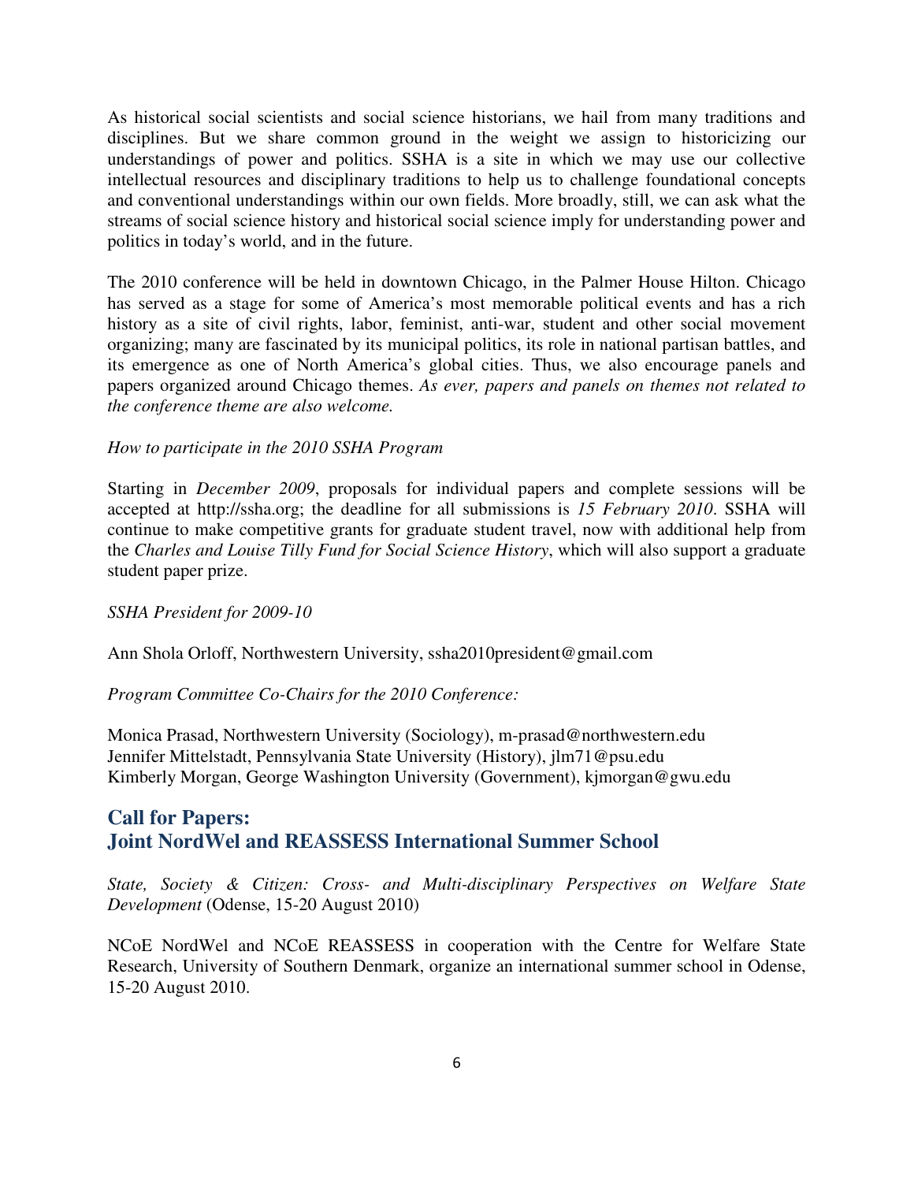As historical social scientists and social science historians, we hail from many traditions and disciplines. But we share common ground in the weight we assign to historicizing our understandings of power and politics. SSHA is a site in which we may use our collective intellectual resources and disciplinary traditions to help us to challenge foundational concepts and conventional understandings within our own fields. More broadly, still, we can ask what the streams of social science history and historical social science imply for understanding power and politics in today's world, and in the future.

The 2010 conference will be held in downtown Chicago, in the Palmer House Hilton. Chicago has served as a stage for some of America's most memorable political events and has a rich history as a site of civil rights, labor, feminist, anti-war, student and other social movement organizing; many are fascinated by its municipal politics, its role in national partisan battles, and its emergence as one of North America's global cities. Thus, we also encourage panels and papers organized around Chicago themes. *As ever, papers and panels on themes not related to the conference theme are also welcome.*

*How to participate in the 2010 SSHA Program*

Starting in *December 2009*, proposals for individual papers and complete sessions will be accepted at http://ssha.org; the deadline for all submissions is *15 February 2010*. SSHA will continue to make competitive grants for graduate student travel, now with additional help from the *Charles and Louise Tilly Fund for Social Science History*, which will also support a graduate student paper prize.

*SSHA President for 2009-10*

Ann Shola Orloff, Northwestern University, ssha2010president@gmail.com

*Program Committee Co-Chairs for the 2010 Conference:*

Monica Prasad, Northwestern University (Sociology), m-prasad@northwestern.edu
Jennifer Mittelstadt, Pennsylvania State University (History), jlm71@psu.edu
Kimberly Morgan, George Washington University (Government), kjmorgan@gwu.edu

## Call for Papers: Joint NordWel and REASSESS International Summer School

*State, Society & Citizen: Cross- and Multi-disciplinary Perspectives on Welfare State Development* (Odense, 15-20 August 2010)

NCoE NordWel and NCoE REASSESS in cooperation with the Centre for Welfare State Research, University of Southern Denmark, organize an international summer school in Odense, 15-20 August 2010.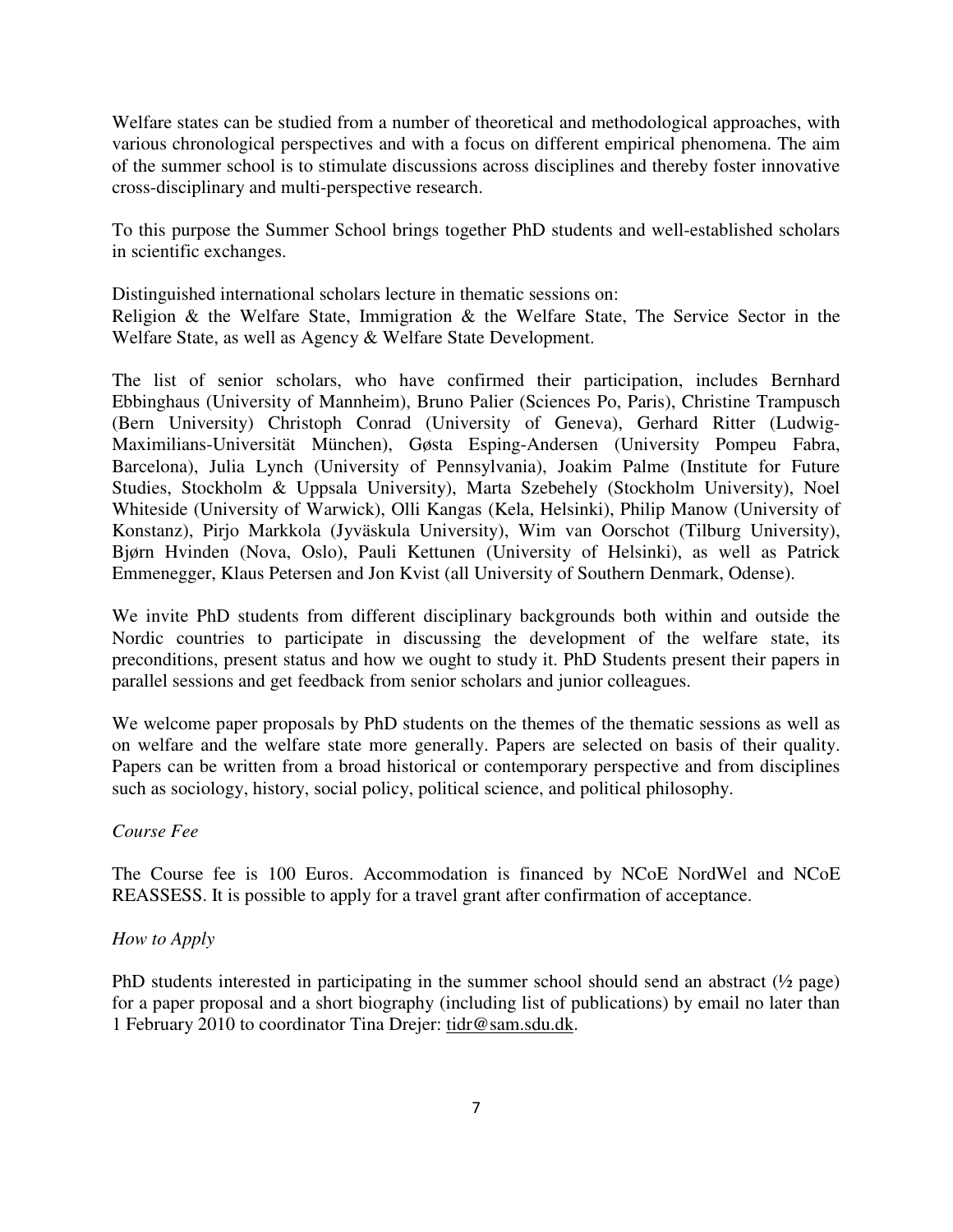Welfare states can be studied from a number of theoretical and methodological approaches, with various chronological perspectives and with a focus on different empirical phenomena. The aim of the summer school is to stimulate discussions across disciplines and thereby foster innovative cross-disciplinary and multi-perspective research.

To this purpose the Summer School brings together PhD students and well-established scholars in scientific exchanges.

Distinguished international scholars lecture in thematic sessions on:
Religion & the Welfare State, Immigration & the Welfare State, The Service Sector in the Welfare State, as well as Agency & Welfare State Development.

The list of senior scholars, who have confirmed their participation, includes Bernhard Ebbinghaus (University of Mannheim), Bruno Palier (Sciences Po, Paris), Christine Trampusch (Bern University) Christoph Conrad (University of Geneva), Gerhard Ritter (Ludwig-Maximilians-Universität München), Gøsta Esping-Andersen (University Pompeu Fabra, Barcelona), Julia Lynch (University of Pennsylvania), Joakim Palme (Institute for Future Studies, Stockholm & Uppsala University), Marta Szebehely (Stockholm University), Noel Whiteside (University of Warwick), Olli Kangas (Kela, Helsinki), Philip Manow (University of Konstanz), Pirjo Markkola (Jyväskula University), Wim van Oorschot (Tilburg University), Bjørn Hvinden (Nova, Oslo), Pauli Kettunen (University of Helsinki), as well as Patrick Emmenegger, Klaus Petersen and Jon Kvist (all University of Southern Denmark, Odense).

We invite PhD students from different disciplinary backgrounds both within and outside the Nordic countries to participate in discussing the development of the welfare state, its preconditions, present status and how we ought to study it. PhD Students present their papers in parallel sessions and get feedback from senior scholars and junior colleagues.

We welcome paper proposals by PhD students on the themes of the thematic sessions as well as on welfare and the welfare state more generally. Papers are selected on basis of their quality. Papers can be written from a broad historical or contemporary perspective and from disciplines such as sociology, history, social policy, political science, and political philosophy.

*Course Fee*

The Course fee is 100 Euros. Accommodation is financed by NCoE NordWel and NCoE REASSESS. It is possible to apply for a travel grant after confirmation of acceptance.

*How to Apply*

PhD students interested in participating in the summer school should send an abstract (½ page) for a paper proposal and a short biography (including list of publications) by email no later than 1 February 2010 to coordinator Tina Drejer: tidr@sam.sdu.dk.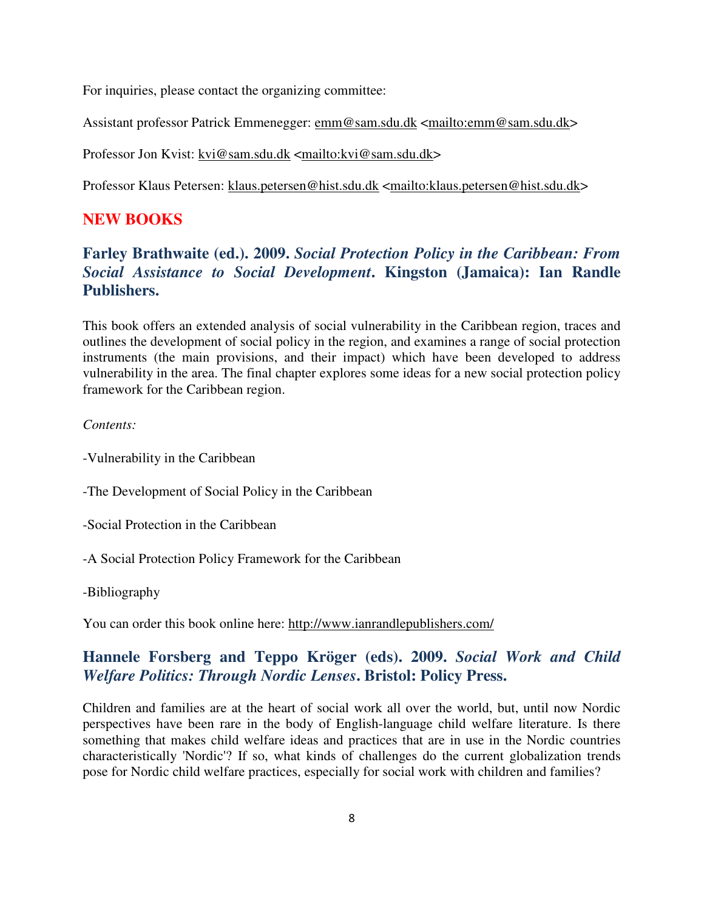For inquiries, please contact the organizing committee:

Assistant professor Patrick Emmenegger: emm@sam.sdu.dk <mailto:emm@sam.sdu.dk>

Professor Jon Kvist: kvi@sam.sdu.dk <mailto:kvi@sam.sdu.dk>

Professor Klaus Petersen: klaus.petersen@hist.sdu.dk <mailto:klaus.petersen@hist.sdu.dk>

## NEW BOOKS

### Farley Brathwaite (ed.). 2009. *Social Protection Policy in the Caribbean: From Social Assistance to Social Development*. Kingston (Jamaica): Ian Randle Publishers.

This book offers an extended analysis of social vulnerability in the Caribbean region, traces and outlines the development of social policy in the region, and examines a range of social protection instruments (the main provisions, and their impact) which have been developed to address vulnerability in the area. The final chapter explores some ideas for a new social protection policy framework for the Caribbean region.

*Contents:*

-Vulnerability in the Caribbean

-The Development of Social Policy in the Caribbean

-Social Protection in the Caribbean

-A Social Protection Policy Framework for the Caribbean

-Bibliography

You can order this book online here: http://www.ianrandlepublishers.com/

### Hannele Forsberg and Teppo Kröger (eds). 2009. *Social Work and Child Welfare Politics: Through Nordic Lenses*. Bristol: Policy Press.

Children and families are at the heart of social work all over the world, but, until now Nordic perspectives have been rare in the body of English-language child welfare literature. Is there something that makes child welfare ideas and practices that are in use in the Nordic countries characteristically 'Nordic'? If so, what kinds of challenges do the current globalization trends pose for Nordic child welfare practices, especially for social work with children and families?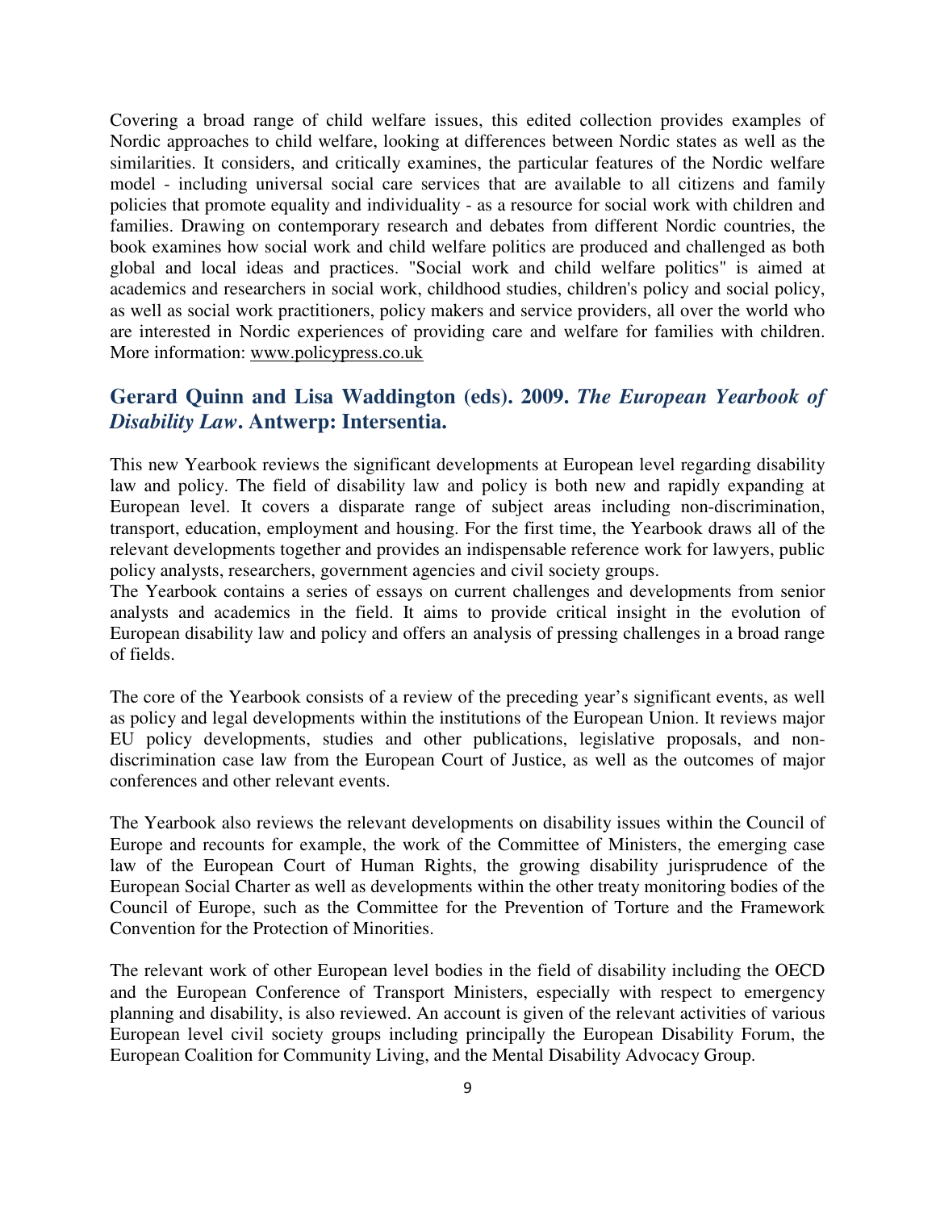Covering a broad range of child welfare issues, this edited collection provides examples of Nordic approaches to child welfare, looking at differences between Nordic states as well as the similarities. It considers, and critically examines, the particular features of the Nordic welfare model - including universal social care services that are available to all citizens and family policies that promote equality and individuality - as a resource for social work with children and families. Drawing on contemporary research and debates from different Nordic countries, the book examines how social work and child welfare politics are produced and challenged as both global and local ideas and practices. "Social work and child welfare politics" is aimed at academics and researchers in social work, childhood studies, children's policy and social policy, as well as social work practitioners, policy makers and service providers, all over the world who are interested in Nordic experiences of providing care and welfare for families with children. More information: www.policypress.co.uk

## Gerard Quinn and Lisa Waddington (eds). 2009. *The European Yearbook of Disability Law*. Antwerp: Intersentia.

This new Yearbook reviews the significant developments at European level regarding disability law and policy. The field of disability law and policy is both new and rapidly expanding at European level. It covers a disparate range of subject areas including non-discrimination, transport, education, employment and housing. For the first time, the Yearbook draws all of the relevant developments together and provides an indispensable reference work for lawyers, public policy analysts, researchers, government agencies and civil society groups.
The Yearbook contains a series of essays on current challenges and developments from senior analysts and academics in the field. It aims to provide critical insight in the evolution of European disability law and policy and offers an analysis of pressing challenges in a broad range of fields.

The core of the Yearbook consists of a review of the preceding year's significant events, as well as policy and legal developments within the institutions of the European Union. It reviews major EU policy developments, studies and other publications, legislative proposals, and non-discrimination case law from the European Court of Justice, as well as the outcomes of major conferences and other relevant events.

The Yearbook also reviews the relevant developments on disability issues within the Council of Europe and recounts for example, the work of the Committee of Ministers, the emerging case law of the European Court of Human Rights, the growing disability jurisprudence of the European Social Charter as well as developments within the other treaty monitoring bodies of the Council of Europe, such as the Committee for the Prevention of Torture and the Framework Convention for the Protection of Minorities.

The relevant work of other European level bodies in the field of disability including the OECD and the European Conference of Transport Ministers, especially with respect to emergency planning and disability, is also reviewed. An account is given of the relevant activities of various European level civil society groups including principally the European Disability Forum, the European Coalition for Community Living, and the Mental Disability Advocacy Group.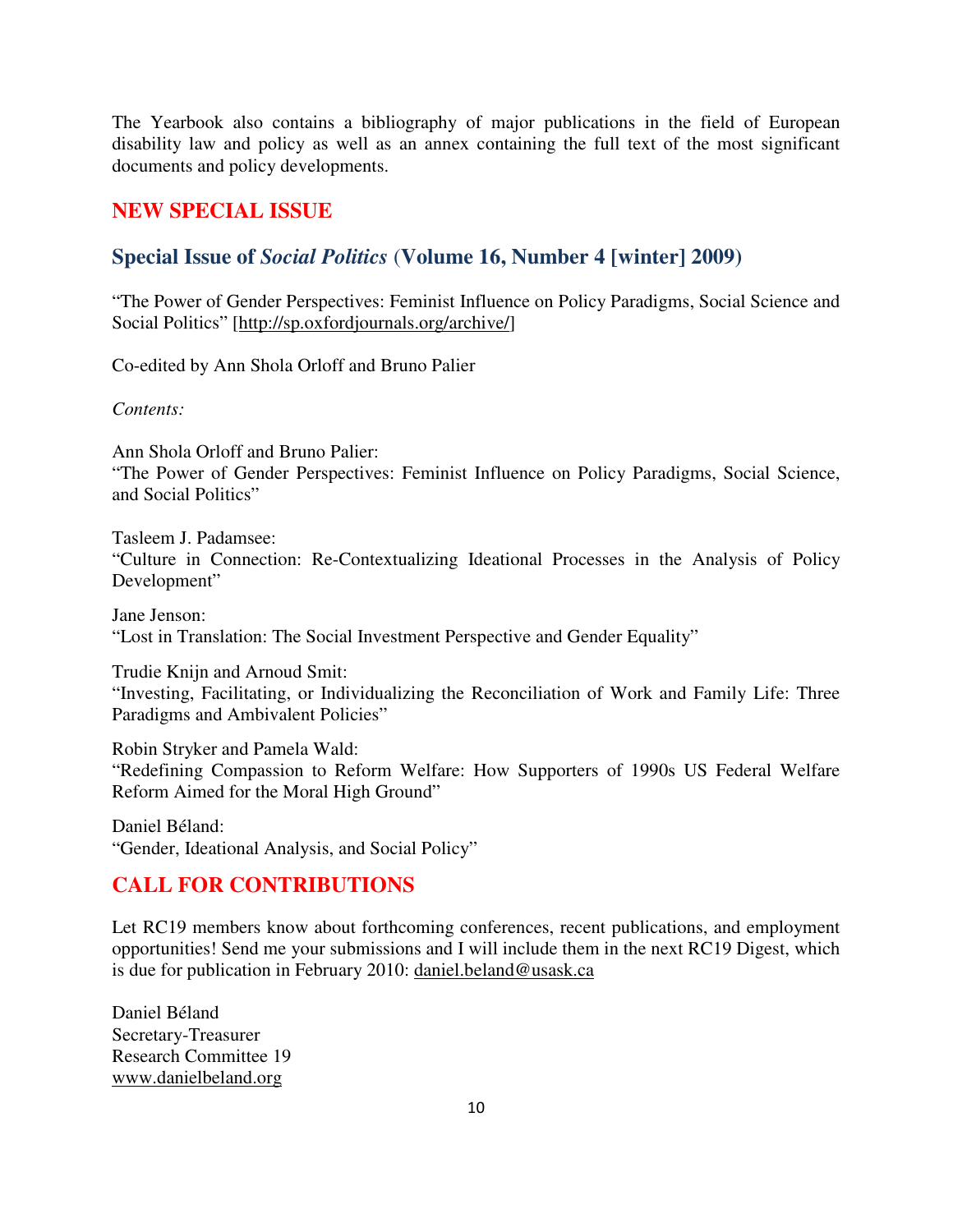The Yearbook also contains a bibliography of major publications in the field of European disability law and policy as well as an annex containing the full text of the most significant documents and policy developments.

## NEW SPECIAL ISSUE

### Special Issue of *Social Politics* (Volume 16, Number 4 [winter] 2009)

"The Power of Gender Perspectives: Feminist Influence on Policy Paradigms, Social Science and Social Politics" [http://sp.oxfordjournals.org/archive/]

Co-edited by Ann Shola Orloff and Bruno Palier

*Contents:*

Ann Shola Orloff and Bruno Palier:
"The Power of Gender Perspectives: Feminist Influence on Policy Paradigms, Social Science, and Social Politics"

Tasleem J. Padamsee:
"Culture in Connection: Re-Contextualizing Ideational Processes in the Analysis of Policy Development"

Jane Jenson:
"Lost in Translation: The Social Investment Perspective and Gender Equality"

Trudie Knijn and Arnoud Smit:
"Investing, Facilitating, or Individualizing the Reconciliation of Work and Family Life: Three Paradigms and Ambivalent Policies"

Robin Stryker and Pamela Wald:
"Redefining Compassion to Reform Welfare: How Supporters of 1990s US Federal Welfare Reform Aimed for the Moral High Ground"

Daniel Béland:
"Gender, Ideational Analysis, and Social Policy"

## CALL FOR CONTRIBUTIONS

Let RC19 members know about forthcoming conferences, recent publications, and employment opportunities! Send me your submissions and I will include them in the next RC19 Digest, which is due for publication in February 2010: daniel.beland@usask.ca

Daniel Béland
Secretary-Treasurer
Research Committee 19
www.danielbeland.org